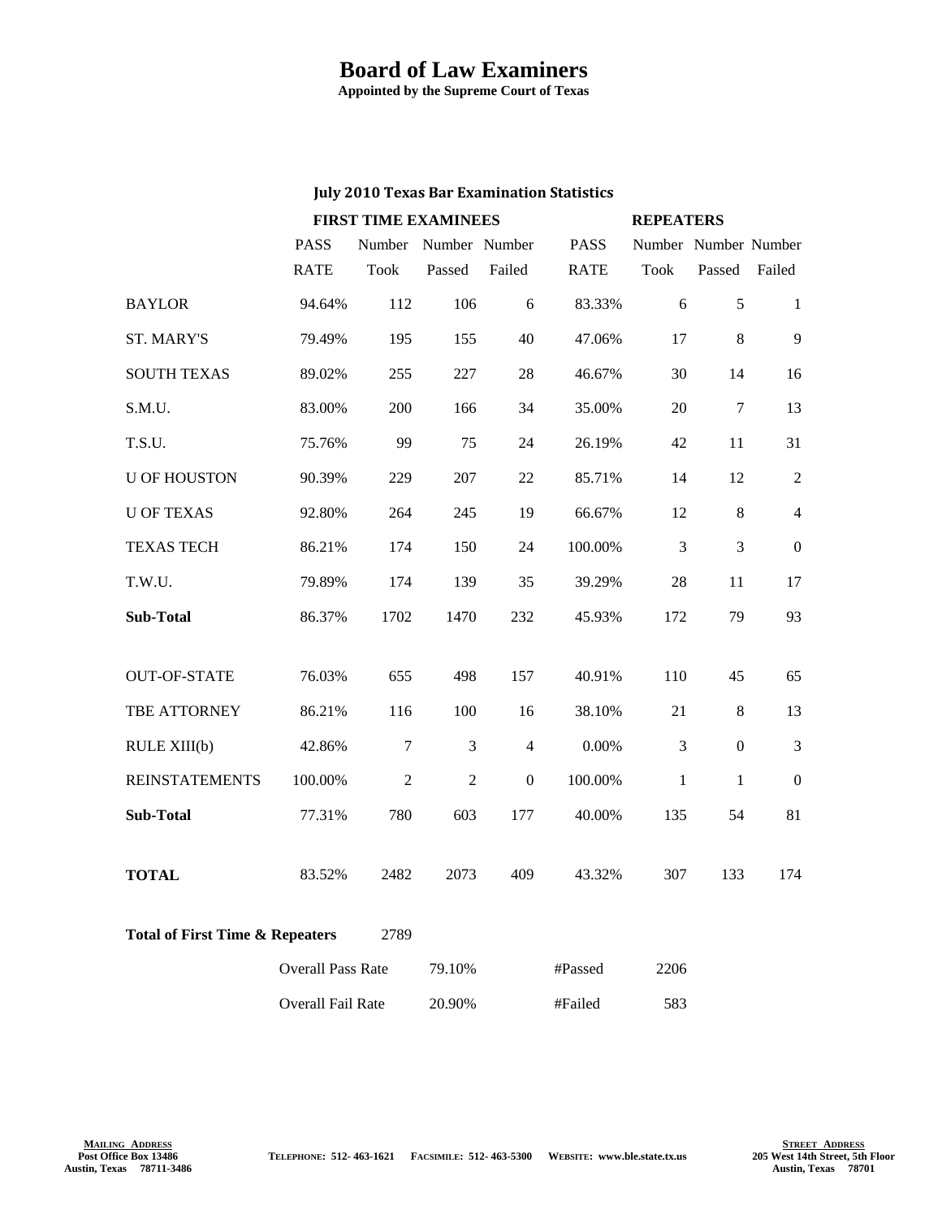# Board of Law Examiners

**Appointed by the Supreme Court of Texas**

## July 2010 Texas Bar Examination Statistics

| | FIRST TIME EXAMINEES | | | | REPEATERS | | | |
|---|---|---|---|---|---|---|---|---|
| | PASS RATE | Number Took | Number Passed | Number Failed | PASS RATE | Number Took | Number Passed | Number Failed |
| BAYLOR | 94.64% | 112 | 106 | 6 | 83.33% | 6 | 5 | 1 |
| ST. MARY'S | 79.49% | 195 | 155 | 40 | 47.06% | 17 | 8 | 9 |
| SOUTH TEXAS | 89.02% | 255 | 227 | 28 | 46.67% | 30 | 14 | 16 |
| S.M.U. | 83.00% | 200 | 166 | 34 | 35.00% | 20 | 7 | 13 |
| T.S.U. | 75.76% | 99 | 75 | 24 | 26.19% | 42 | 11 | 31 |
| U OF HOUSTON | 90.39% | 229 | 207 | 22 | 85.71% | 14 | 12 | 2 |
| U OF TEXAS | 92.80% | 264 | 245 | 19 | 66.67% | 12 | 8 | 4 |
| TEXAS TECH | 86.21% | 174 | 150 | 24 | 100.00% | 3 | 3 | 0 |
| T.W.U. | 79.89% | 174 | 139 | 35 | 39.29% | 28 | 11 | 17 |
| **Sub-Total** | 86.37% | 1702 | 1470 | 232 | 45.93% | 172 | 79 | 93 |
| OUT-OF-STATE | 76.03% | 655 | 498 | 157 | 40.91% | 110 | 45 | 65 |
| TBE ATTORNEY | 86.21% | 116 | 100 | 16 | 38.10% | 21 | 8 | 13 |
| RULE XIII(b) | 42.86% | 7 | 3 | 4 | 0.00% | 3 | 0 | 3 |
| REINSTATEMENTS | 100.00% | 2 | 2 | 0 | 100.00% | 1 | 1 | 0 |
| **Sub-Total** | 77.31% | 780 | 603 | 177 | 40.00% | 135 | 54 | 81 |
| **TOTAL** | 83.52% | 2482 | 2073 | 409 | 43.32% | 307 | 133 | 174 |

**Total of First Time & Repeaters** 2789

| | | | |
|---|---|---|---|
| Overall Pass Rate | 79.10% | #Passed | 2206 |
| Overall Fail Rate | 20.90% | #Failed | 583 |

**MAILING ADDRESS**
Post Office Box 13486
Austin, Texas 78711-3486

TELEPHONE: 512-463-1621 FACSIMILE: 512-463-5300 WEBSITE: www.ble.state.tx.us

**STREET ADDRESS**
205 West 14th Street, 5th Floor
Austin, Texas 78701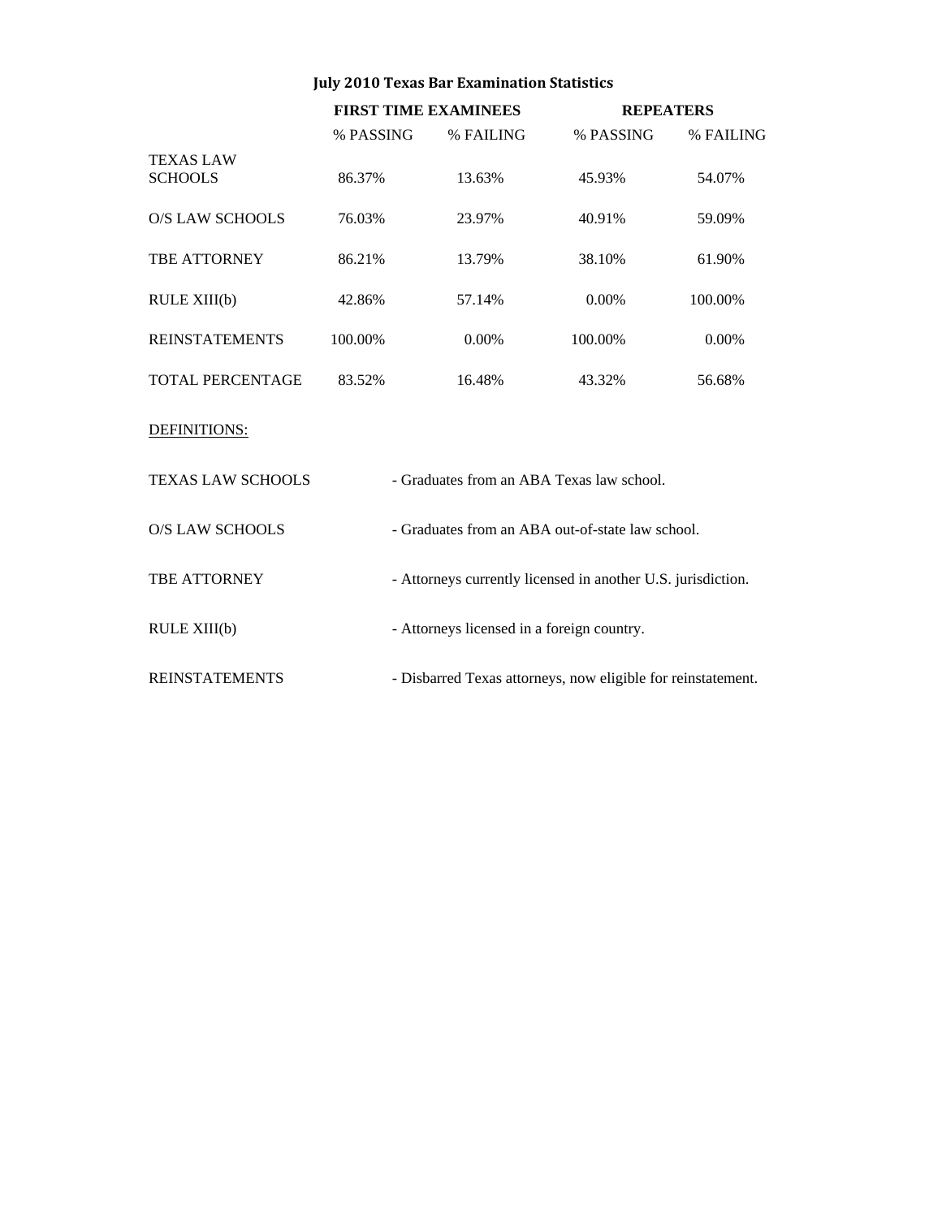## July 2010 Texas Bar Examination Statistics

| | FIRST TIME EXAMINEES | | REPEATERS | |
|---|---|---|---|---|
| | % PASSING | % FAILING | % PASSING | % FAILING |
| TEXAS LAW SCHOOLS | 86.37% | 13.63% | 45.93% | 54.07% |
| O/S LAW SCHOOLS | 76.03% | 23.97% | 40.91% | 59.09% |
| TBE ATTORNEY | 86.21% | 13.79% | 38.10% | 61.90% |
| RULE XIII(b) | 42.86% | 57.14% | 0.00% | 100.00% |
| REINSTATEMENTS | 100.00% | 0.00% | 100.00% | 0.00% |
| TOTAL PERCENTAGE | 83.52% | 16.48% | 43.32% | 56.68% |

DEFINITIONS:

TEXAS LAW SCHOOLS - Graduates from an ABA Texas law school.

O/S LAW SCHOOLS - Graduates from an ABA out-of-state law school.

TBE ATTORNEY - Attorneys currently licensed in another U.S. jurisdiction.

RULE XIII(b) - Attorneys licensed in a foreign country.

REINSTATEMENTS - Disbarred Texas attorneys, now eligible for reinstatement.